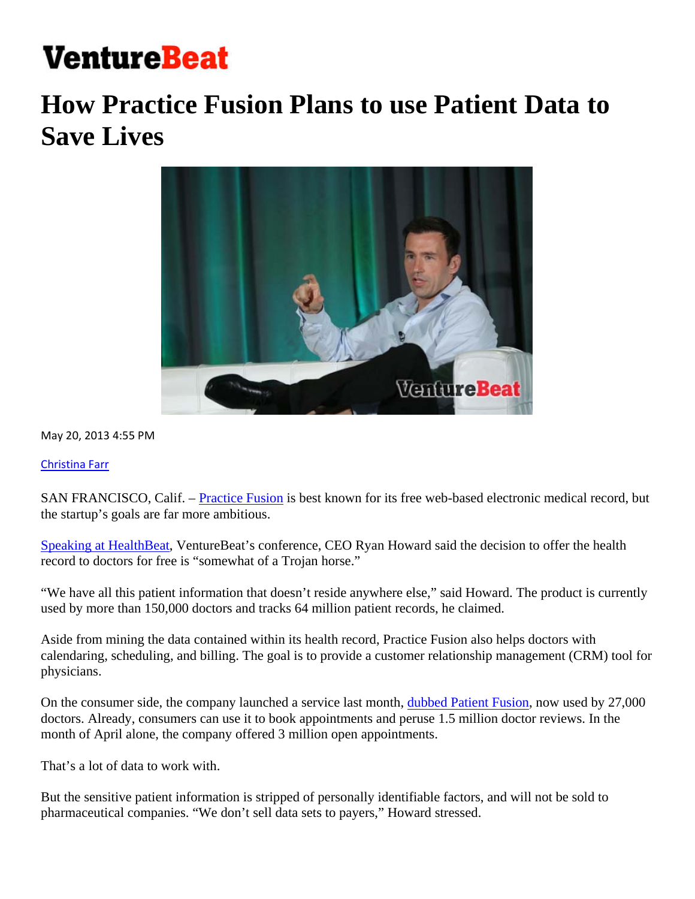# VentureBeat

# How Practice Fusion Plans to use Patient Data to Save Lives

May 20, 2013 4:55 PM

Christina Farr

SAN FRANCISCO, Calif. – Practice Fusion is best known for its free web-based electronic medical record, but the startup's goals are far more ambitious.

Speaking at HealthBeat, VentureBeat's conference, CEO Ryan Howard said the decision to offer the health record to doctors for free is "somewhat of a Trojan horse."

"We have all this patient information that doesn't reside anywhere else," said Howard. The product is currently used by more than 150,000 doctors and tracks 64 million patient records, he claimed.

Aside from mining the data contained within its health record, Practice Fusion also helps doctors with calendaring, scheduling, and billing. The goal is to provide a customer relationship management (CRM) tool for physicians.

On the consumer side, the company launched a service last month, dubbed Patient Fusion, now used by 27,000 doctors. Already, consumers can use it to book appointments and peruse 1.5 million doctor reviews. In the month of April alone, the company offered 3 million open appointments.

That's a lot of data to work with.

But the sensitive patient information is stripped of personally identifiable factors, and will not be sold to pharmaceutical companies. "We don't sell data sets to payers," Howard stressed.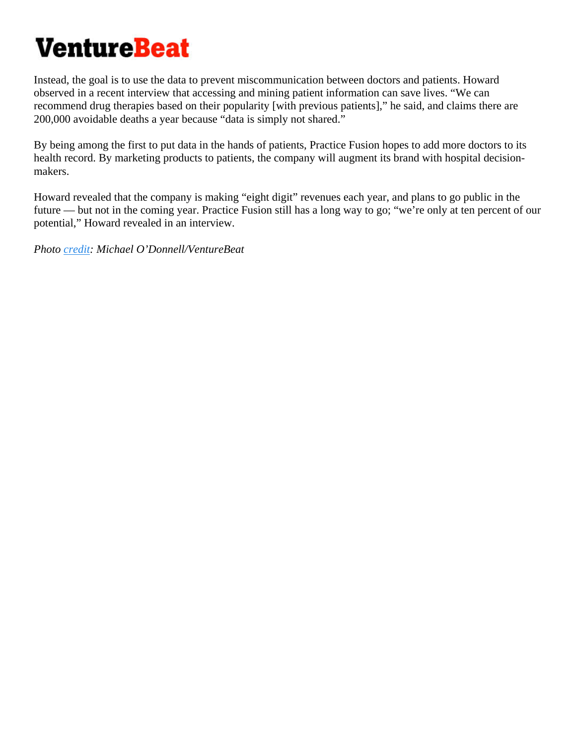Instead, the goal is to use the data to prevent miscommunication between doctors and patients. Howard observed in a recent interview that accessing and mining patient information can save lives. "We can recommend drug therapies based on their popularity [with previous patients]," he said, and claims there are 200,000 avoidable deaths a year because "data is simply not shared."

By being among the first to put data in the hands of patients, Practice Fusion hopes to add more doctors to its health record. By marketing products to patients, the company will augment its brand with hospital decision-makers.

Howard revealed that the company is making "eight digit" revenues each year, and plans to go public in the future — but not in the coming year. Practice Fusion still has a long way to go; "we're only at ten percent of our potential," Howard revealed in an interview.

*Photo credit: Michael O'Donnell/VentureBeat*